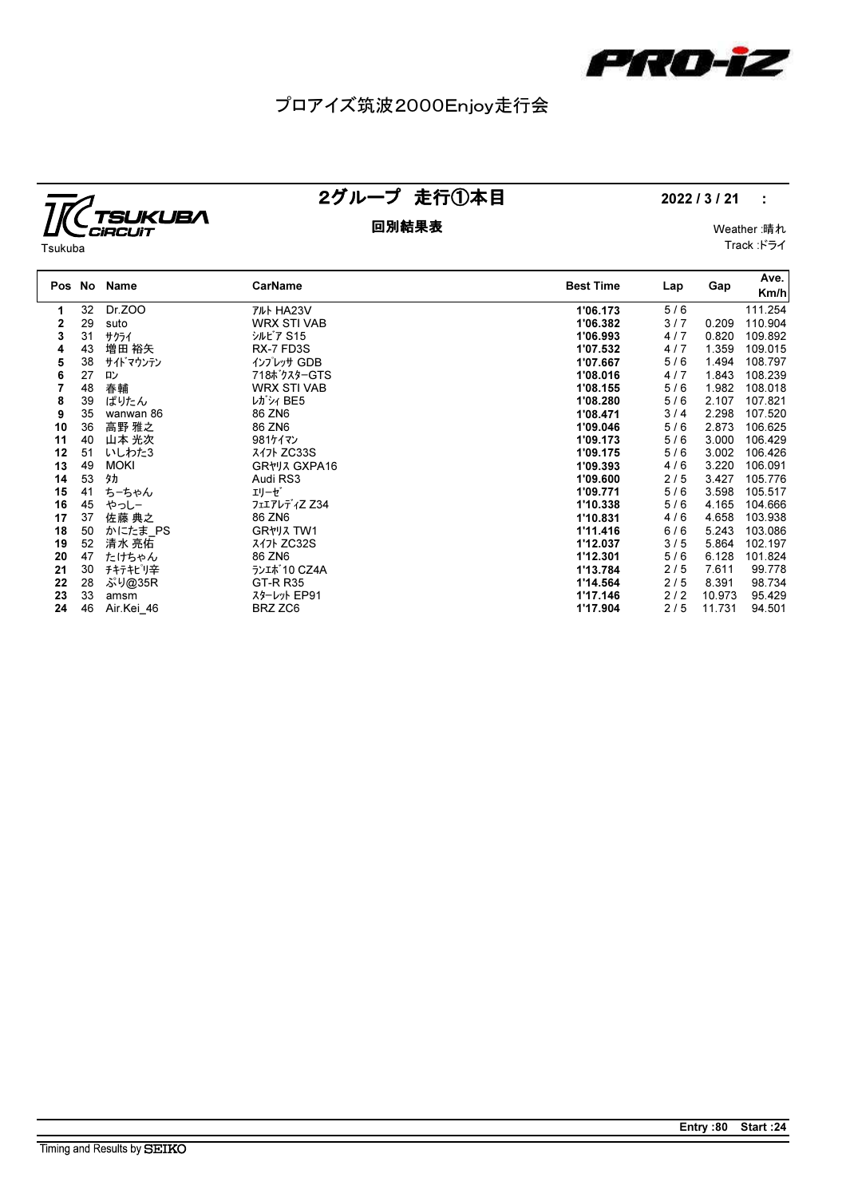PRO-IZ

# プロアイズ筑波2000Enjoy走行会

TSUKUBA CIRCUIT
Tsukuba

## 2グループ　走行①本目

**回別結果表**

**2022 / 3 / 21　:**

Weather :晴れ
Track :ドライ

| Pos | No | Name | CarName | Best Time | Lap | Gap | Ave. Km/h |
|---|---|---|---|---|---|---|---|
| 1 | 32 | Dr.ZOO | ｱﾙﾄ HA23V | 1'06.173 | 5 / 6 | | 111.254 |
| 2 | 29 | suto | WRX STI VAB | 1'06.382 | 3 / 7 | 0.209 | 110.904 |
| 3 | 31 | ｻｸﾗｲ | ｼﾙﾋﾞｱ S15 | 1'06.993 | 4 / 7 | 0.820 | 109.892 |
| 4 | 43 | 増田 裕矢 | RX-7 FD3S | 1'07.532 | 4 / 7 | 1.359 | 109.015 |
| 5 | 38 | ｻｲﾄﾞﾏｳﾝﾃﾝ | ｲﾝﾌﾟﾚｯｻ GDB | 1'07.667 | 5 / 6 | 1.494 | 108.797 |
| 6 | 27 | ﾛﾝ | 718ﾎﾞｸｽﾀｰGTS | 1'08.016 | 4 / 7 | 1.843 | 108.239 |
| 7 | 48 | 春輔 | WRX STI VAB | 1'08.155 | 5 / 6 | 1.982 | 108.018 |
| 8 | 39 | ぱりたん | ﾚｶﾞｼｨ BE5 | 1'08.280 | 5 / 6 | 2.107 | 107.821 |
| 9 | 35 | wanwan 86 | 86 ZN6 | 1'08.471 | 3 / 4 | 2.298 | 107.520 |
| 10 | 36 | 高野 雅之 | 86 ZN6 | 1'09.046 | 5 / 6 | 2.873 | 106.625 |
| 11 | 40 | 山本 光次 | 981ｹｲﾏﾝ | 1'09.173 | 5 / 6 | 3.000 | 106.429 |
| 12 | 51 | いしわた3 | ｽｲﾌﾄ ZC33S | 1'09.175 | 5 / 6 | 3.002 | 106.426 |
| 13 | 49 | MOKI | GRﾔﾘｽ GXPA16 | 1'09.393 | 4 / 6 | 3.220 | 106.091 |
| 14 | 53 | ﾀｶ | Audi RS3 | 1'09.600 | 2 / 5 | 3.427 | 105.776 |
| 15 | 41 | ちーちゃん | ｴﾘｰｾﾞ | 1'09.771 | 5 / 6 | 3.598 | 105.517 |
| 16 | 45 | やっしー | ﾌｪｱﾚﾃﾞｨZ Z34 | 1'10.338 | 5 / 6 | 4.165 | 104.666 |
| 17 | 37 | 佐藤 典之 | 86 ZN6 | 1'10.831 | 4 / 6 | 4.658 | 103.938 |
| 18 | 50 | かにたま_PS | GRﾔﾘｽ TW1 | 1'11.416 | 6 / 6 | 5.243 | 103.086 |
| 19 | 52 | 清水 亮佑 | ｽｲﾌﾄ ZC32S | 1'12.037 | 3 / 5 | 5.864 | 102.197 |
| 20 | 47 | たけちゃん | 86 ZN6 | 1'12.301 | 5 / 6 | 6.128 | 101.824 |
| 21 | 30 | ﾁｷﾁｷﾋﾟﾘ辛 | ﾗﾝｴﾎﾞ10 CZ4A | 1'13.784 | 2 / 5 | 7.611 | 99.778 |
| 22 | 28 | ぷり@35R | GT-R R35 | 1'14.564 | 2 / 5 | 8.391 | 98.734 |
| 23 | 33 | amsm | ｽﾀｰﾚｯﾄ EP91 | 1'17.146 | 2 / 2 | 10.973 | 95.429 |
| 24 | 46 | Air.Kei_46 | BRZ ZC6 | 1'17.904 | 2 / 5 | 11.731 | 94.501 |

**Entry :80　Start :24**

Timing and Results by SEIKO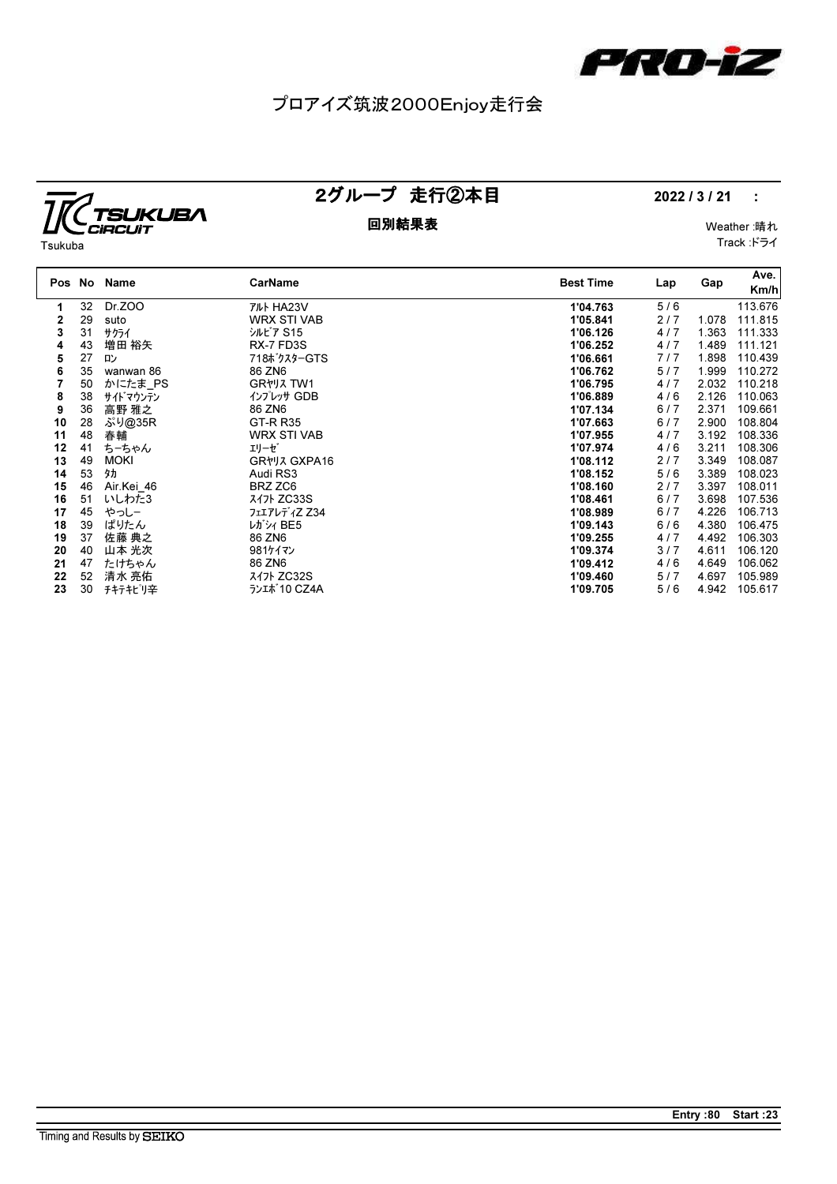PRO-iZ

# プロアイズ筑波2000Enjoy走行会

TSUKUBA CiRCUiT

Tsukuba

## 2グループ　走行②本目

**2022 / 3 / 21　:**

**回別結果表**

Weather :晴れ
Track :ドライ

| Pos | No | Name | CarName | Best Time | Lap | Gap | Ave. Km/h |
|---|---|---|---|---|---|---|---|
| 1 | 32 | Dr.ZOO | ｱﾙﾄ HA23V | 1'04.763 | 5 / 6 | | 113.676 |
| 2 | 29 | suto | WRX STI VAB | 1'05.841 | 2 / 7 | 1.078 | 111.815 |
| 3 | 31 | ｻｸﾗｲ | ｼﾙﾋﾞｱ S15 | 1'06.126 | 4 / 7 | 1.363 | 111.333 |
| 4 | 43 | 増田 裕矢 | RX-7 FD3S | 1'06.252 | 4 / 7 | 1.489 | 111.121 |
| 5 | 27 | ﾛﾝ | 718ﾎﾞｸｽﾀｰGTS | 1'06.661 | 7 / 7 | 1.898 | 110.439 |
| 6 | 35 | wanwan 86 | 86 ZN6 | 1'06.762 | 5 / 7 | 1.999 | 110.272 |
| 7 | 50 | かにたま_PS | GRﾔﾘｽ TW1 | 1'06.795 | 4 / 7 | 2.032 | 110.218 |
| 8 | 38 | ｻｲﾄﾞﾏｳﾝﾃﾝ | ｲﾝﾌﾟﾚｯｻ GDB | 1'06.889 | 4 / 6 | 2.126 | 110.063 |
| 9 | 36 | 高野 雅之 | 86 ZN6 | 1'07.134 | 6 / 7 | 2.371 | 109.661 |
| 10 | 28 | ぷり@35R | GT-R R35 | 1'07.663 | 6 / 7 | 2.900 | 108.804 |
| 11 | 48 | 春輔 | WRX STI VAB | 1'07.955 | 4 / 7 | 3.192 | 108.336 |
| 12 | 41 | ちーちゃん | ｴﾘｰｾﾞ | 1'07.974 | 4 / 6 | 3.211 | 108.306 |
| 13 | 49 | MOKI | GRﾔﾘｽ GXPA16 | 1'08.112 | 2 / 7 | 3.349 | 108.087 |
| 14 | 53 | ﾀｶ | Audi RS3 | 1'08.152 | 5 / 6 | 3.389 | 108.023 |
| 15 | 46 | Air.Kei_46 | BRZ ZC6 | 1'08.160 | 2 / 7 | 3.397 | 108.011 |
| 16 | 51 | いしわた3 | ｽｲﾌﾄ ZC33S | 1'08.461 | 6 / 7 | 3.698 | 107.536 |
| 17 | 45 | やっしー | ﾌｪｱﾚﾃﾞｨZ Z34 | 1'08.989 | 6 / 7 | 4.226 | 106.713 |
| 18 | 39 | ぱりたん | ﾚｶﾞｼｨ BE5 | 1'09.143 | 6 / 6 | 4.380 | 106.475 |
| 19 | 37 | 佐藤 典之 | 86 ZN6 | 1'09.255 | 4 / 7 | 4.492 | 106.303 |
| 20 | 40 | 山本 光次 | 981ｹｲﾏﾝ | 1'09.374 | 3 / 7 | 4.611 | 106.120 |
| 21 | 47 | たけちゃん | 86 ZN6 | 1'09.412 | 4 / 6 | 4.649 | 106.062 |
| 22 | 52 | 清水 亮佑 | ｽｲﾌﾄ ZC32S | 1'09.460 | 5 / 7 | 4.697 | 105.989 |
| 23 | 30 | ﾁｷﾃｷﾋﾟﾘ辛 | ﾗﾝｴﾎﾞ10 CZ4A | 1'09.705 | 5 / 6 | 4.942 | 105.617 |

**Entry :80　Start :23**

Timing and Results by SEIKO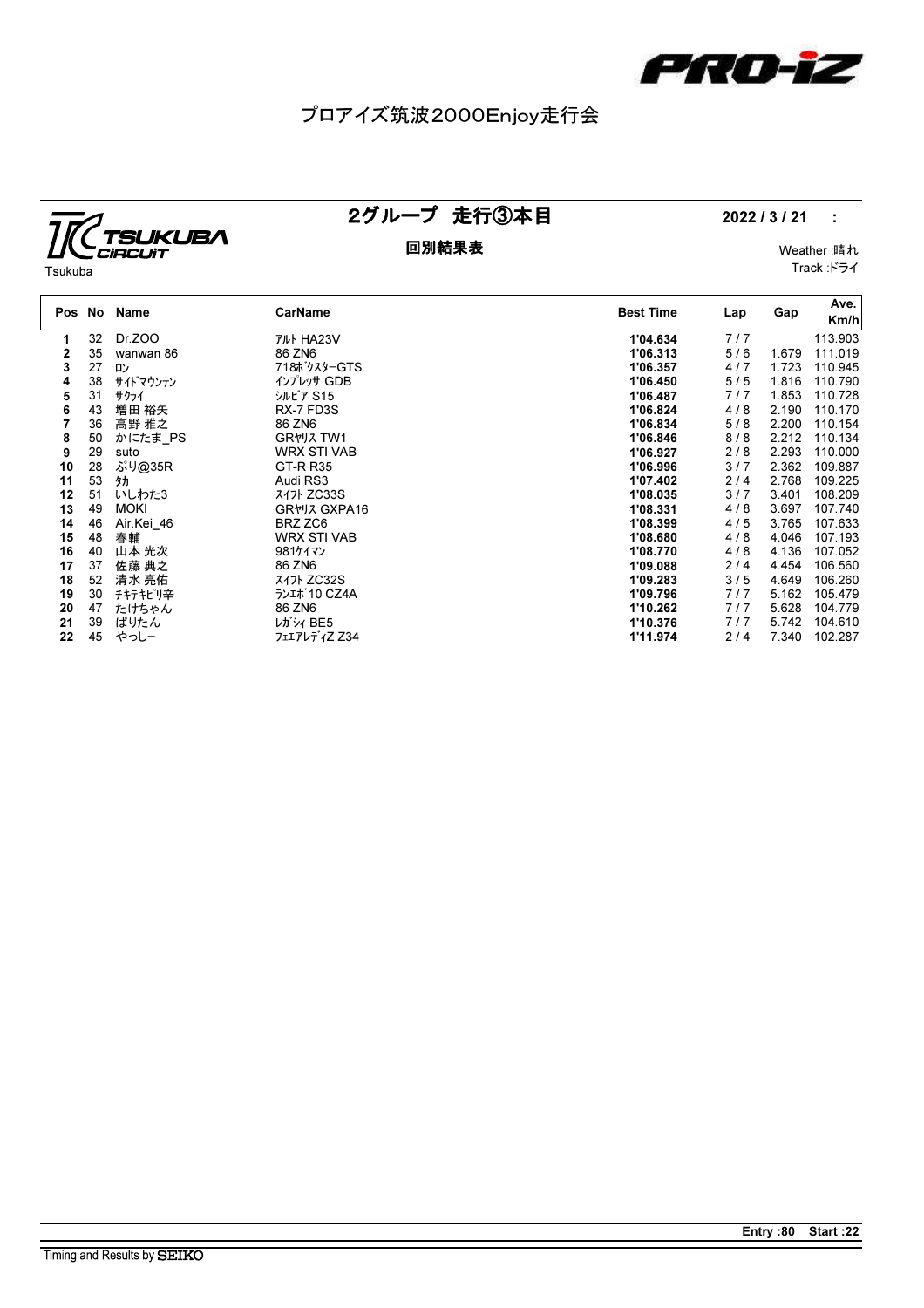PRO-iZ

# プロアイズ筑波2000Enjoy走行会

TSUKUBA CiRCUiT
Tsukuba

## 2グループ　走行③本目

**回別結果表**

**2022 / 3 / 21　:**

Weather :晴れ
Track :ドライ

| Pos | No | Name | CarName | Best Time | Lap | Gap | Ave. Km/h |
|---|---|---|---|---|---|---|---|
| 1 | 32 | Dr.ZOO | ｱﾙﾄ HA23V | 1'04.634 | 7 / 7 | | 113.903 |
| 2 | 35 | wanwan 86 | 86 ZN6 | 1'06.313 | 5 / 6 | 1.679 | 111.019 |
| 3 | 27 | ﾛﾝ | 718ﾎﾞｸｽﾀｰGTS | 1'06.357 | 4 / 7 | 1.723 | 110.945 |
| 4 | 38 | ｻｲﾄﾞﾏｳﾝﾃﾝ | ｲﾝﾌﾟﾚｯｻ GDB | 1'06.450 | 5 / 5 | 1.816 | 110.790 |
| 5 | 31 | ｻｸﾗｲ | ｼﾙﾋﾞｱ S15 | 1'06.487 | 7 / 7 | 1.853 | 110.728 |
| 6 | 43 | 増田 裕矢 | RX-7 FD3S | 1'06.824 | 4 / 8 | 2.190 | 110.170 |
| 7 | 36 | 高野 雅之 | 86 ZN6 | 1'06.834 | 5 / 8 | 2.200 | 110.154 |
| 8 | 50 | かにたま_PS | GRﾔﾘｽ TW1 | 1'06.846 | 8 / 8 | 2.212 | 110.134 |
| 9 | 29 | suto | WRX STI VAB | 1'06.927 | 2 / 8 | 2.293 | 110.000 |
| 10 | 28 | ぶり@35R | GT-R R35 | 1'06.996 | 3 / 7 | 2.362 | 109.887 |
| 11 | 53 | ﾀｶ | Audi RS3 | 1'07.402 | 2 / 4 | 2.768 | 109.225 |
| 12 | 51 | いしわた3 | ｽｲﾌﾄ ZC33S | 1'08.035 | 3 / 7 | 3.401 | 108.209 |
| 13 | 49 | MOKI | GRﾔﾘｽ GXPA16 | 1'08.331 | 4 / 8 | 3.697 | 107.740 |
| 14 | 46 | Air.Kei_46 | BRZ ZC6 | 1'08.399 | 4 / 5 | 3.765 | 107.633 |
| 15 | 48 | 春輔 | WRX STI VAB | 1'08.680 | 4 / 8 | 4.046 | 107.193 |
| 16 | 40 | 山本 光次 | 981ｹｲﾏﾝ | 1'08.770 | 4 / 8 | 4.136 | 107.052 |
| 17 | 37 | 佐藤 典之 | 86 ZN6 | 1'09.088 | 2 / 4 | 4.454 | 106.560 |
| 18 | 52 | 清水 亮佑 | ｽｲﾌﾄ ZC32S | 1'09.283 | 3 / 5 | 4.649 | 106.260 |
| 19 | 30 | ﾁｷﾃｷﾋﾟﾘ辛 | ﾗﾝｴﾎﾞ10 CZ4A | 1'09.796 | 7 / 7 | 5.162 | 105.479 |
| 20 | 47 | たけちゃん | 86 ZN6 | 1'10.262 | 7 / 7 | 5.628 | 104.779 |
| 21 | 39 | ぱりたん | ﾚｶﾞｼｨ BE5 | 1'10.376 | 7 / 7 | 5.742 | 104.610 |
| 22 | 45 | やっしー | ﾌｪｱﾚﾃﾞｨZ Z34 | 1'11.974 | 2 / 4 | 7.340 | 102.287 |

**Entry :80　Start :22**

Timing and Results by SEIKO